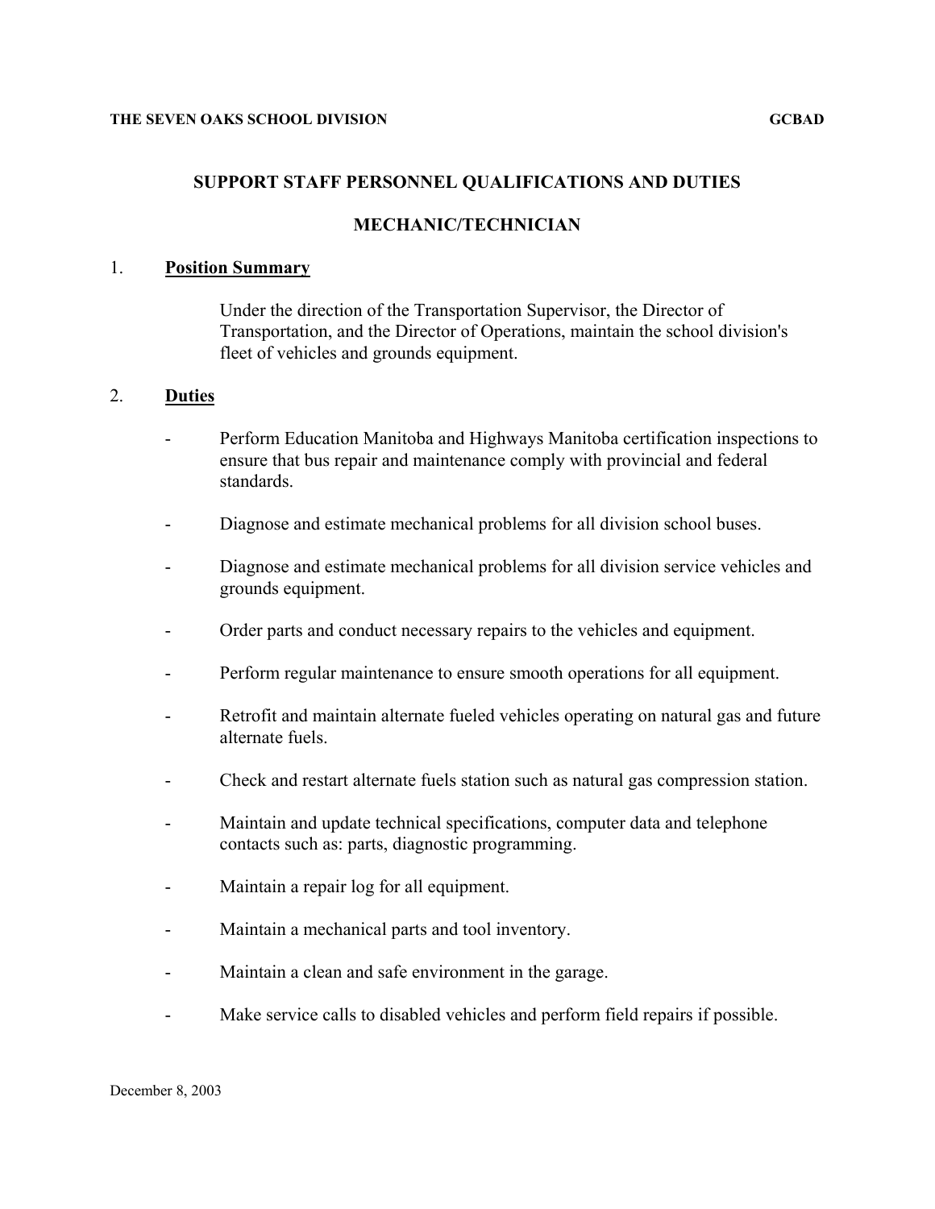**THE SEVEN OAKS SCHOOL DIVISION** **GCBAD**

# SUPPORT STAFF PERSONNEL QUALIFICATIONS AND DUTIES

## MECHANIC/TECHNICIAN

### 1. Position Summary

Under the direction of the Transportation Supervisor, the Director of Transportation, and the Director of Operations, maintain the school division's fleet of vehicles and grounds equipment.

### 2. Duties

- Perform Education Manitoba and Highways Manitoba certification inspections to ensure that bus repair and maintenance comply with provincial and federal standards.
- Diagnose and estimate mechanical problems for all division school buses.
- Diagnose and estimate mechanical problems for all division service vehicles and grounds equipment.
- Order parts and conduct necessary repairs to the vehicles and equipment.
- Perform regular maintenance to ensure smooth operations for all equipment.
- Retrofit and maintain alternate fueled vehicles operating on natural gas and future alternate fuels.
- Check and restart alternate fuels station such as natural gas compression station.
- Maintain and update technical specifications, computer data and telephone contacts such as: parts, diagnostic programming.
- Maintain a repair log for all equipment.
- Maintain a mechanical parts and tool inventory.
- Maintain a clean and safe environment in the garage.
- Make service calls to disabled vehicles and perform field repairs if possible.

December 8, 2003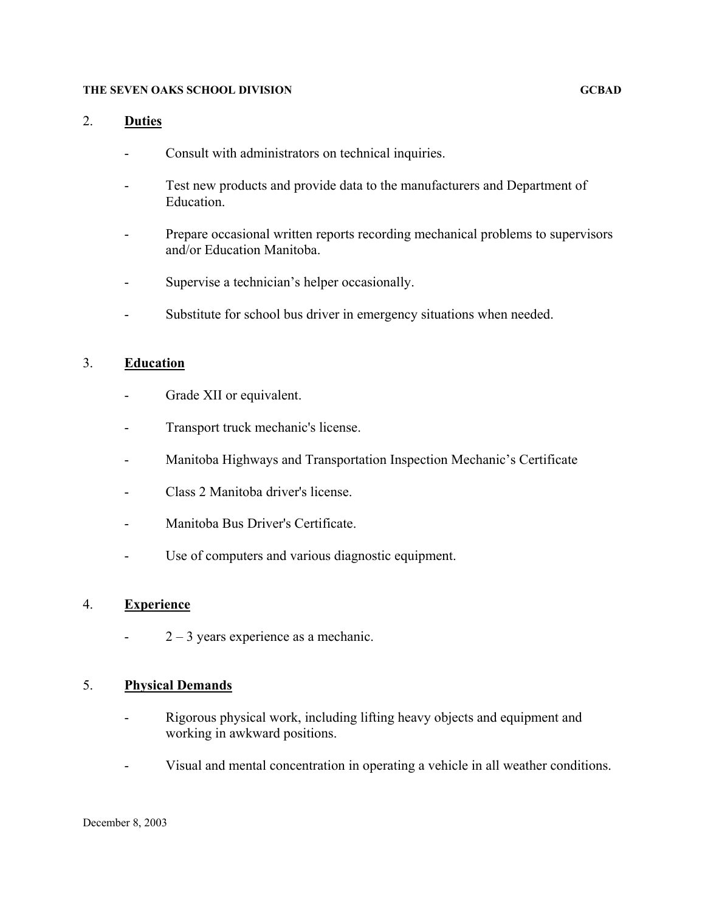## 2. **Duties**

- Consult with administrators on technical inquiries.

- Test new products and provide data to the manufacturers and Department of Education.

- Prepare occasional written reports recording mechanical problems to supervisors and/or Education Manitoba.

- Supervise a technician's helper occasionally.

- Substitute for school bus driver in emergency situations when needed.

## 3. **Education**

- Grade XII or equivalent.

- Transport truck mechanic's license.

- Manitoba Highways and Transportation Inspection Mechanic's Certificate

- Class 2 Manitoba driver's license.

- Manitoba Bus Driver's Certificate.

- Use of computers and various diagnostic equipment.

## 4. **Experience**

- 2 – 3 years experience as a mechanic.

## 5. **Physical Demands**

- Rigorous physical work, including lifting heavy objects and equipment and working in awkward positions.

- Visual and mental concentration in operating a vehicle in all weather conditions.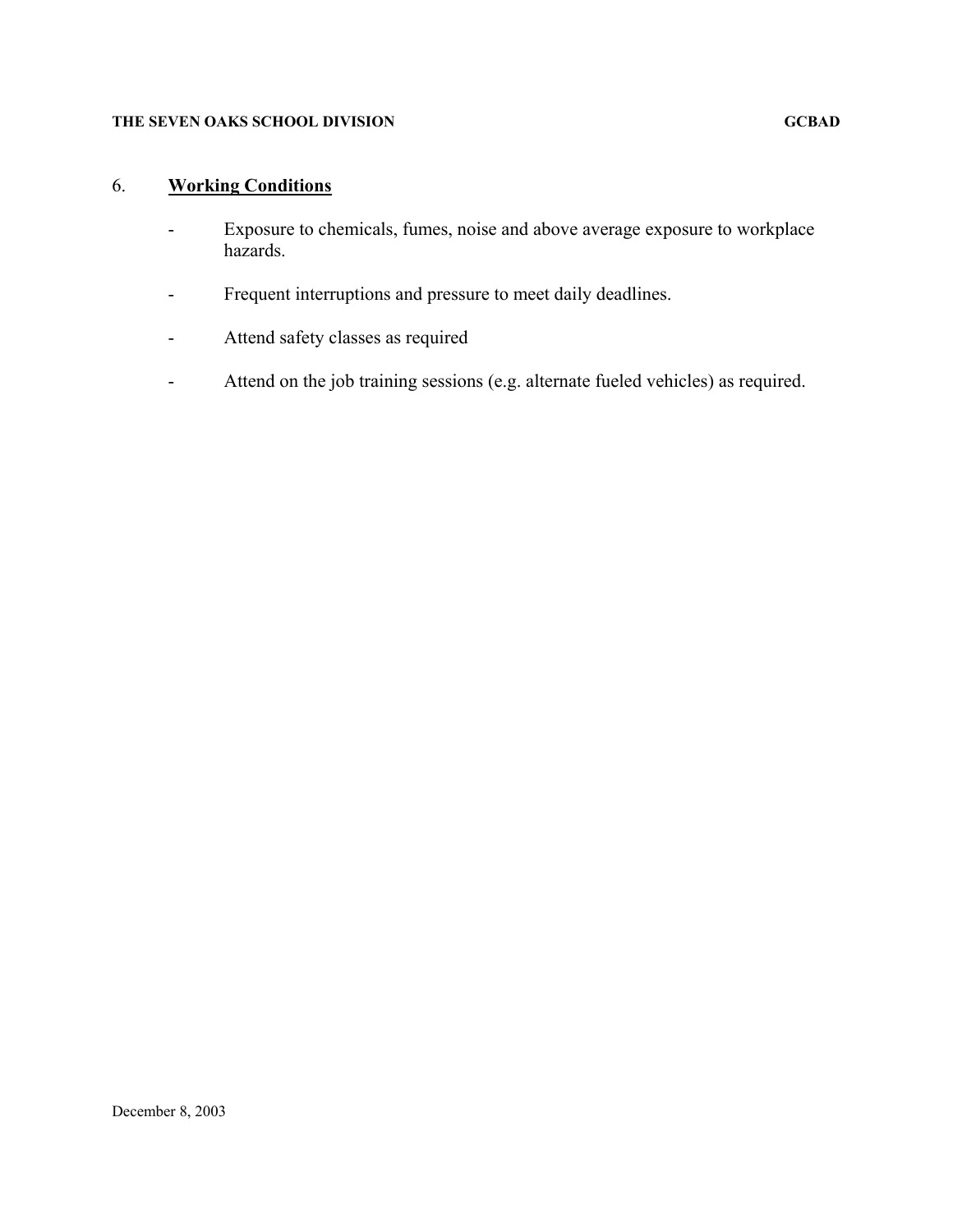## 6. **Working Conditions**

- Exposure to chemicals, fumes, noise and above average exposure to workplace hazards.
- Frequent interruptions and pressure to meet daily deadlines.
- Attend safety classes as required
- Attend on the job training sessions (e.g. alternate fueled vehicles) as required.

December 8, 2003